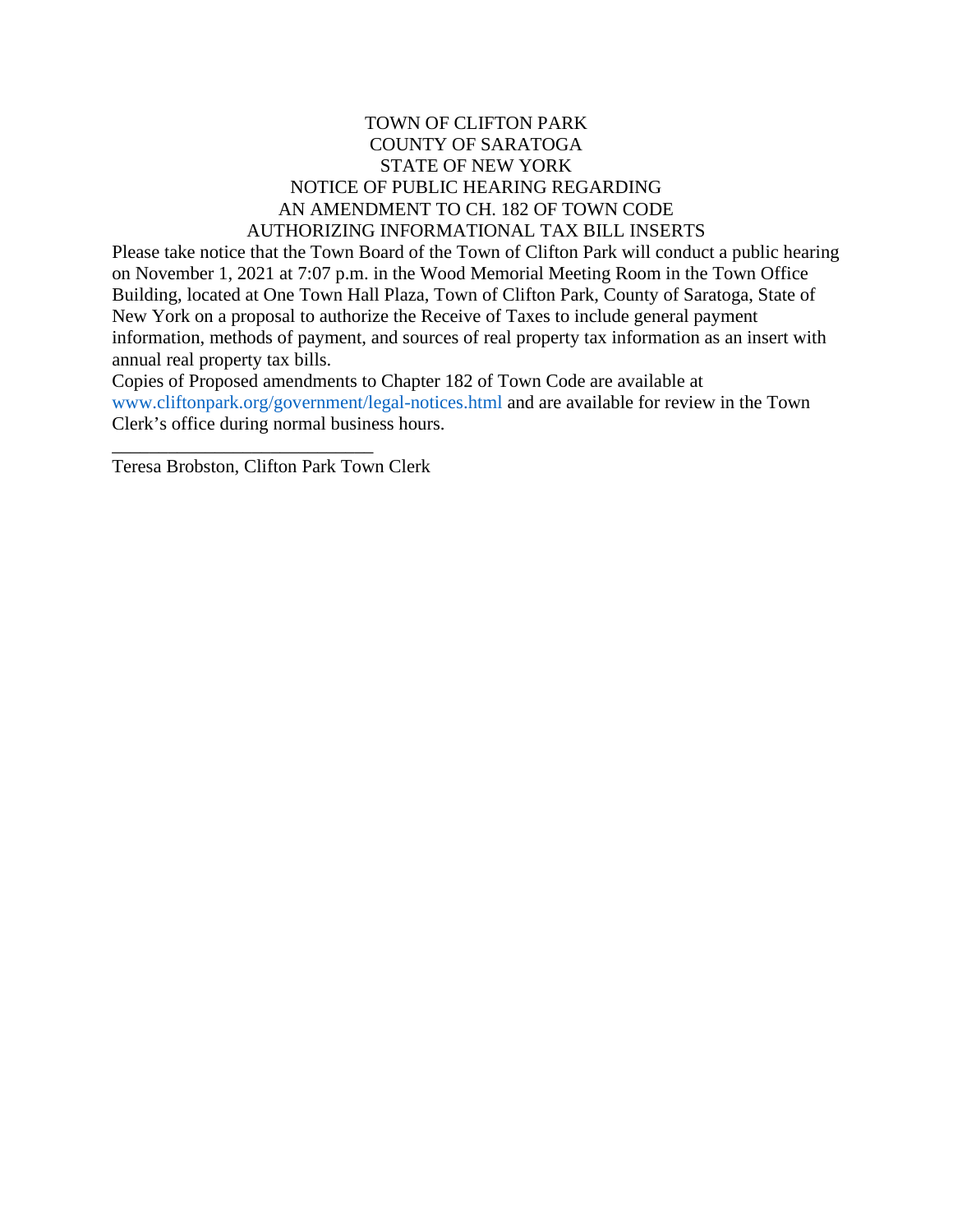TOWN OF CLIFTON PARK
COUNTY OF SARATOGA
STATE OF NEW YORK
NOTICE OF PUBLIC HEARING REGARDING
AN AMENDMENT TO CH. 182 OF TOWN CODE
AUTHORIZING INFORMATIONAL TAX BILL INSERTS

Please take notice that the Town Board of the Town of Clifton Park will conduct a public hearing on November 1, 2021 at 7:07 p.m. in the Wood Memorial Meeting Room in the Town Office Building, located at One Town Hall Plaza, Town of Clifton Park, County of Saratoga, State of New York on a proposal to authorize the Receive of Taxes to include general payment information, methods of payment, and sources of real property tax information as an insert with annual real property tax bills.

Copies of Proposed amendments to Chapter 182 of Town Code are available at www.cliftonpark.org/government/legal-notices.html and are available for review in the Town Clerk's office during normal business hours.

\_\_\_\_\_\_\_\_\_\_\_\_\_\_\_\_\_\_\_\_\_\_\_\_\_\_\_\_

Teresa Brobston, Clifton Park Town Clerk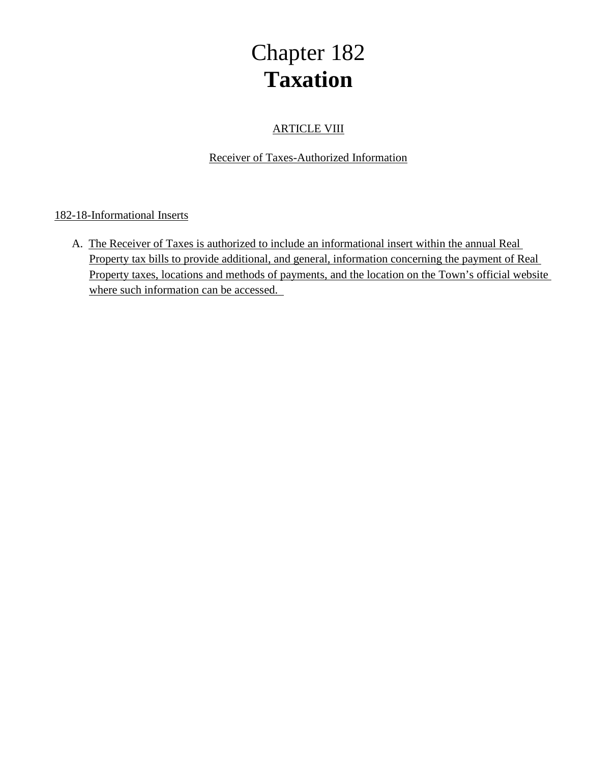# Chapter 182
# **Taxation**

ARTICLE VIII

Receiver of Taxes-Authorized Information

182-18-Informational Inserts

A. The Receiver of Taxes is authorized to include an informational insert within the annual Real Property tax bills to provide additional, and general, information concerning the payment of Real Property taxes, locations and methods of payments, and the location on the Town's official website where such information can be accessed.